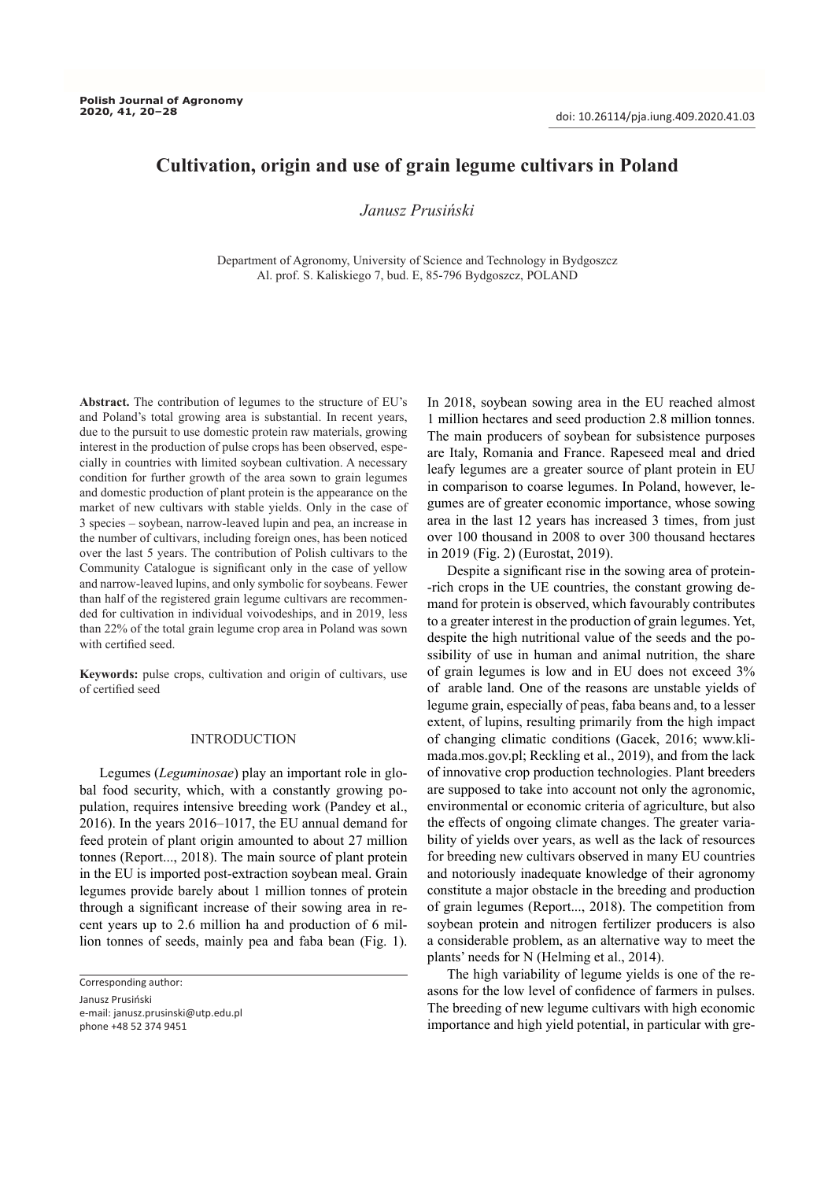# Cultivation, origin and use of grain legume cultivars in Poland

*Janusz Prusiński*

Department of Agronomy, University of Science and Technology in Bydgoszcz
Al. prof. S. Kaliskiego 7, bud. E, 85-796 Bydgoszcz, POLAND

**Abstract.** The contribution of legumes to the structure of EU's and Poland's total growing area is substantial. In recent years, due to the pursuit to use domestic protein raw materials, growing interest in the production of pulse crops has been observed, especially in countries with limited soybean cultivation. A necessary condition for further growth of the area sown to grain legumes and domestic production of plant protein is the appearance on the market of new cultivars with stable yields. Only in the case of 3 species – soybean, narrow-leaved lupin and pea, an increase in the number of cultivars, including foreign ones, has been noticed over the last 5 years. The contribution of Polish cultivars to the Community Catalogue is significant only in the case of yellow and narrow-leaved lupins, and only symbolic for soybeans. Fewer than half of the registered grain legume cultivars are recommended for cultivation in individual voivodeships, and in 2019, less than 22% of the total grain legume crop area in Poland was sown with certified seed.

**Keywords:** pulse crops, cultivation and origin of cultivars, use of certified seed

## INTRODUCTION

Legumes (*Leguminosae*) play an important role in global food security, which, with a constantly growing population, requires intensive breeding work (Pandey et al., 2016). In the years 2016–1017, the EU annual demand for feed protein of plant origin amounted to about 27 million tonnes (Report..., 2018). The main source of plant protein in the EU is imported post-extraction soybean meal. Grain legumes provide barely about 1 million tonnes of protein through a significant increase of their sowing area in recent years up to 2.6 million ha and production of 6 million tonnes of seeds, mainly pea and faba bean (Fig. 1). In 2018, soybean sowing area in the EU reached almost 1 million hectares and seed production 2.8 million tonnes. The main producers of soybean for subsistence purposes are Italy, Romania and France. Rapeseed meal and dried leafy legumes are a greater source of plant protein in EU in comparison to coarse legumes. In Poland, however, legumes are of greater economic importance, whose sowing area in the last 12 years has increased 3 times, from just over 100 thousand in 2008 to over 300 thousand hectares in 2019 (Fig. 2) (Eurostat, 2019).

Despite a significant rise in the sowing area of protein-rich crops in the UE countries, the constant growing demand for protein is observed, which favourably contributes to a greater interest in the production of grain legumes. Yet, despite the high nutritional value of the seeds and the possibility of use in human and animal nutrition, the share of grain legumes is low and in EU does not exceed 3% of arable land. One of the reasons are unstable yields of legume grain, especially of peas, faba beans and, to a lesser extent, of lupins, resulting primarily from the high impact of changing climatic conditions (Gacek, 2016; www.klimada.mos.gov.pl; Reckling et al., 2019), and from the lack of innovative crop production technologies. Plant breeders are supposed to take into account not only the agronomic, environmental or economic criteria of agriculture, but also the effects of ongoing climate changes. The greater variability of yields over years, as well as the lack of resources for breeding new cultivars observed in many EU countries and notoriously inadequate knowledge of their agronomy constitute a major obstacle in the breeding and production of grain legumes (Report..., 2018). The competition from soybean protein and nitrogen fertilizer producers is also a considerable problem, as an alternative way to meet the plants' needs for N (Helming et al., 2014).

The high variability of legume yields is one of the reasons for the low level of confidence of farmers in pulses. The breeding of new legume cultivars with high economic importance and high yield potential, in particular with gre-

Corresponding author:
Janusz Prusiński
e-mail: janusz.prusinski@utp.edu.pl
phone +48 52 374 9451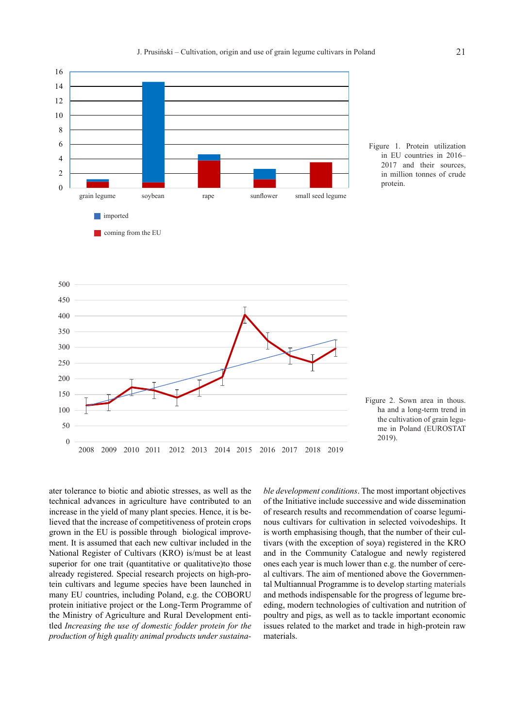Figure 1. Protein utilization in EU countries in 2016–2017 and their sources, in million tonnes of crude protein.

Figure 2. Sown area in thous. ha and a long-term trend in the cultivation of grain legume in Poland (EUROSTAT 2019).

ater tolerance to biotic and abiotic stresses, as well as the technical advances in agriculture have contributed to an increase in the yield of many plant species. Hence, it is believed that the increase of competitiveness of protein crops grown in the EU is possible through biological improvement. It is assumed that each new cultivar included in the National Register of Cultivars (KRO) is/must be at least superior for one trait (quantitative or qualitative)to those already registered. Special research projects on high-protein cultivars and legume species have been launched in many EU countries, including Poland, e.g. the COBORU protein initiative project or the Long-Term Programme of the Ministry of Agriculture and Rural Development entitled *Increasing the use of domestic fodder protein for the production of high quality animal products under sustainable development conditions*. The most important objectives of the Initiative include successive and wide dissemination of research results and recommendation of coarse leguminous cultivars for cultivation in selected voivodeships. It is worth emphasising though, that the number of their cultivars (with the exception of soya) registered in the KRO and in the Community Catalogue and newly registered ones each year is much lower than e.g. the number of cereal cultivars. The aim of mentioned above the Governmental Multiannual Programme is to develop starting materials and methods indispensable for the progress of legume breeding, modern technologies of cultivation and nutrition of poultry and pigs, as well as to tackle important economic issues related to the market and trade in high-protein raw materials.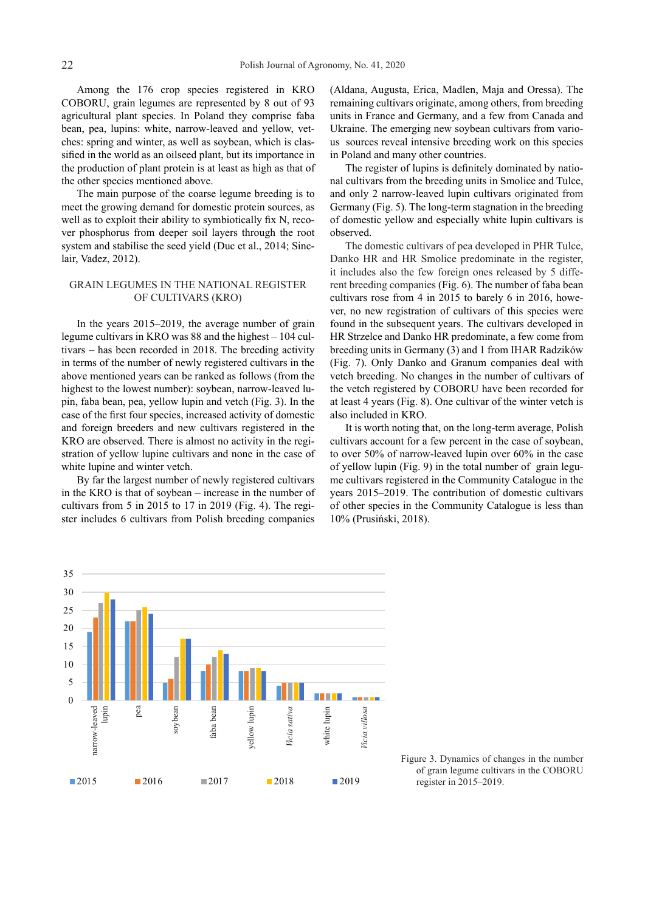Among the 176 crop species registered in KRO COBORU, grain legumes are represented by 8 out of 93 agricultural plant species. In Poland they comprise faba bean, pea, lupins: white, narrow-leaved and yellow, vetches: spring and winter, as well as soybean, which is classified in the world as an oilseed plant, but its importance in the production of plant protein is at least as high as that of the other species mentioned above.

The main purpose of the coarse legume breeding is to meet the growing demand for domestic protein sources, as well as to exploit their ability to symbiotically fix N, recover phosphorus from deeper soil layers through the root system and stabilise the seed yield (Duc et al., 2014; Sinclair, Vadez, 2012).

## GRAIN LEGUMES IN THE NATIONAL REGISTER OF CULTIVARS (KRO)

In the years 2015–2019, the average number of grain legume cultivars in KRO was 88 and the highest – 104 cultivars – has been recorded in 2018. The breeding activity in terms of the number of newly registered cultivars in the above mentioned years can be ranked as follows (from the highest to the lowest number): soybean, narrow-leaved lupin, faba bean, pea, yellow lupin and vetch (Fig. 3). In the case of the first four species, increased activity of domestic and foreign breeders and new cultivars registered in the KRO are observed. There is almost no activity in the registration of yellow lupine cultivars and none in the case of white lupine and winter vetch.

By far the largest number of newly registered cultivars in the KRO is that of soybean – increase in the number of cultivars from 5 in 2015 to 17 in 2019 (Fig. 4). The register includes 6 cultivars from Polish breeding companies (Aldana, Augusta, Erica, Madlen, Maja and Oressa). The remaining cultivars originate, among others, from breeding units in France and Germany, and a few from Canada and Ukraine. The emerging new soybean cultivars from various sources reveal intensive breeding work on this species in Poland and many other countries.

The register of lupins is definitely dominated by national cultivars from the breeding units in Smolice and Tulce, and only 2 narrow-leaved lupin cultivars originated from Germany (Fig. 5). The long-term stagnation in the breeding of domestic yellow and especially white lupin cultivars is observed.

The domestic cultivars of pea developed in PHR Tulce, Danko HR and HR Smolice predominate in the register, it includes also the few foreign ones released by 5 different breeding companies (Fig. 6). The number of faba bean cultivars rose from 4 in 2015 to barely 6 in 2016, however, no new registration of cultivars of this species were found in the subsequent years. The cultivars developed in HR Strzelce and Danko HR predominate, a few come from breeding units in Germany (3) and 1 from IHAR Radzików (Fig. 7). Only Danko and Granum companies deal with vetch breeding. No changes in the number of cultivars of the vetch registered by COBORU have been recorded for at least 4 years (Fig. 8). One cultivar of the winter vetch is also included in KRO.

It is worth noting that, on the long-term average, Polish cultivars account for a few percent in the case of soybean, to over 50% of narrow-leaved lupin over 60% in the case of yellow lupin (Fig. 9) in the total number of grain legume cultivars registered in the Community Catalogue in the years 2015–2019. The contribution of domestic cultivars of other species in the Community Catalogue is less than 10% (Prusiński, 2018).

| | narrow-leaved lupin | pea | soybean | faba bean | yellow lupin | *Vicia sativa* | white lupin | *Vicia villosa* |
|---|---|---|---|---|---|---|---|---|
| 2015 | 19 | 22 | 5 | 8 | 8 | 4 | 2 | 1 |
| 2016 | 23 | 22 | 6 | 10 | 8 | 5 | 2 | 1 |
| 2017 | 27 | 25 | 12 | 12 | 9 | 5 | 2 | 1 |
| 2018 | 30 | 26 | 17 | 14 | 9 | 5 | 2 | 1 |
| 2019 | 28 | 24 | 17 | 13 | 8 | 5 | 2 | 1 |

Figure 3. Dynamics of changes in the number of grain legume cultivars in the COBORU register in 2015–2019.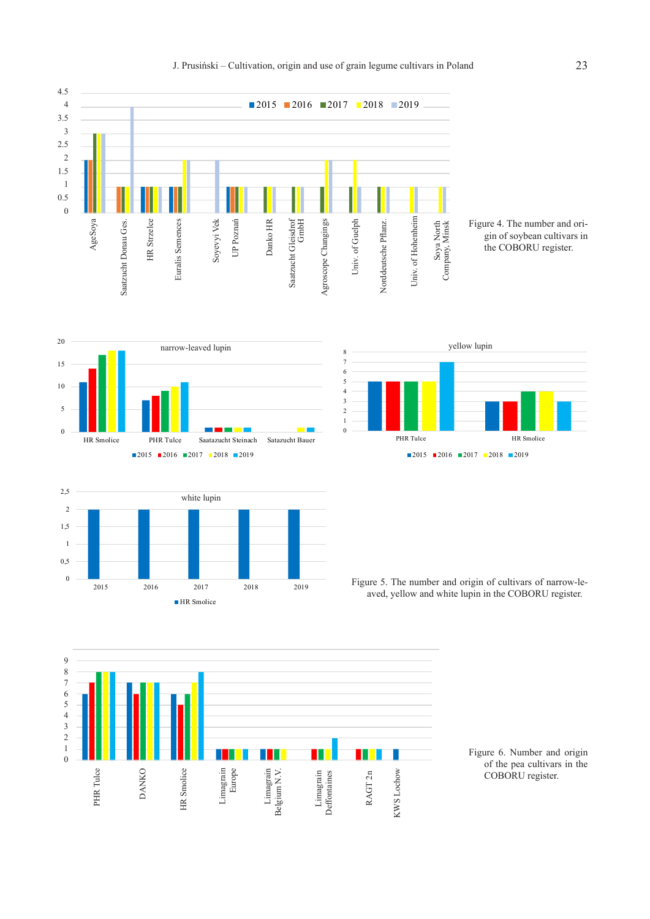Figure 4. The number and origin of soybean cultivars in the COBORU register.

Figure 5. The number and origin of cultivars of narrow-leaved, yellow and white lupin in the COBORU register.

Figure 6. Number and origin of the pea cultivars in the COBORU register.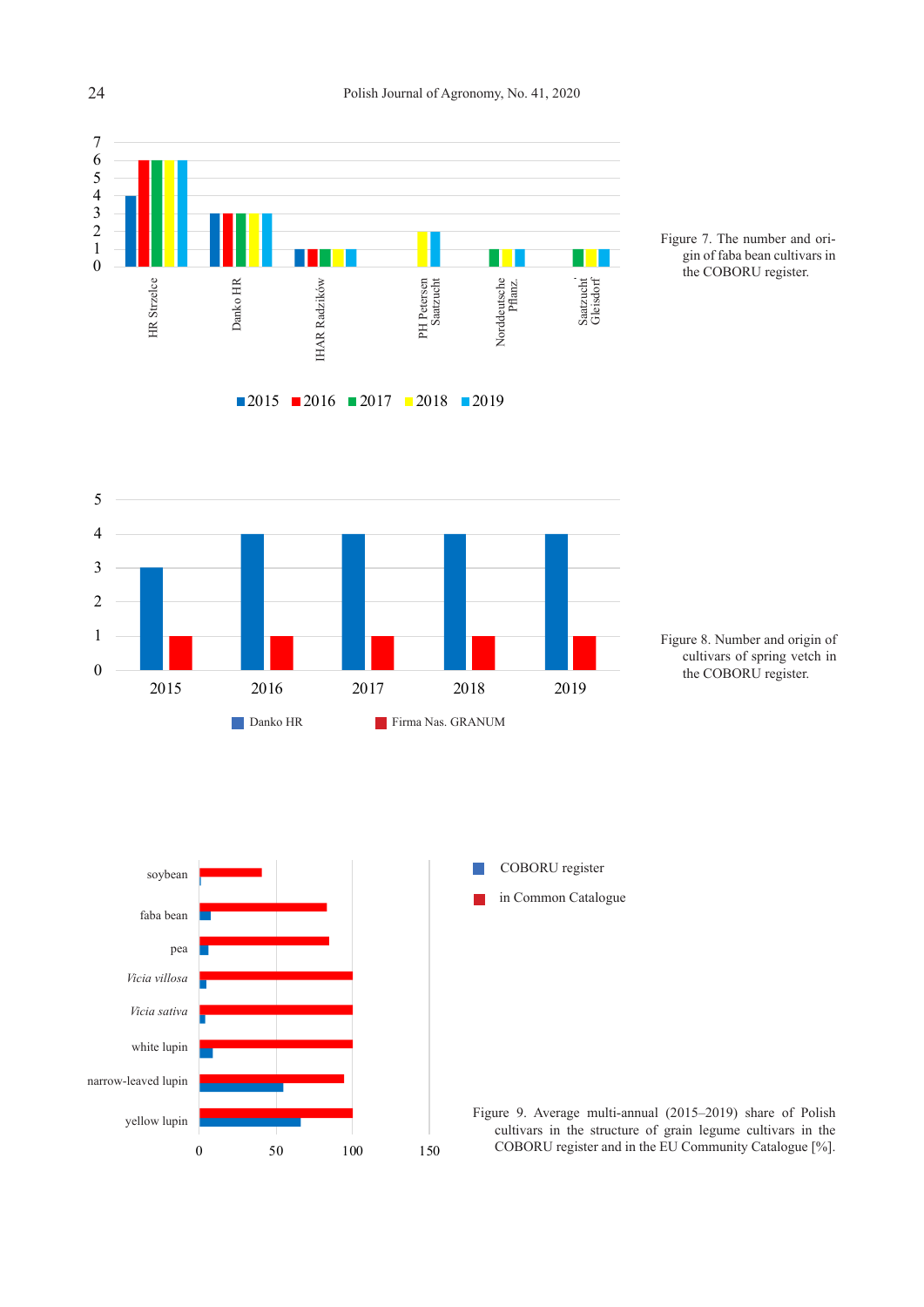Figure 7. The number and origin of faba bean cultivars in the COBORU register.

Figure 8. Number and origin of cultivars of spring vetch in the COBORU register.

Figure 9. Average multi-annual (2015–2019) share of Polish cultivars in the structure of grain legume cultivars in the COBORU register and in the EU Community Catalogue [%].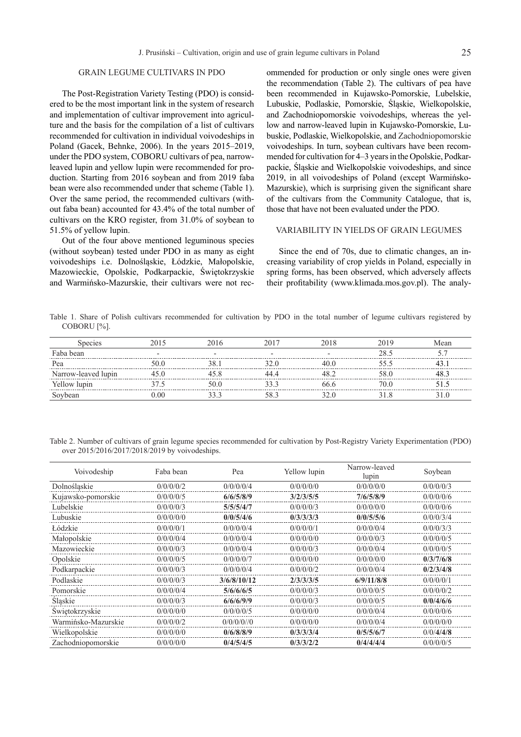## GRAIN LEGUME CULTIVARS IN PDO

The Post-Registration Variety Testing (PDO) is considered to be the most important link in the system of research and implementation of cultivar improvement into agriculture and the basis for the compilation of a list of cultivars recommended for cultivation in individual voivodeships in Poland (Gacek, Behnke, 2006). In the years 2015–2019, under the PDO system, COBORU cultivars of pea, narrow-leaved lupin and yellow lupin were recommended for production. Starting from 2016 soybean and from 2019 faba bean were also recommended under that scheme (Table 1). Over the same period, the recommended cultivars (without faba bean) accounted for 43.4% of the total number of cultivars on the KRO register, from 31.0% of soybean to 51.5% of yellow lupin.

Out of the four above mentioned leguminous species (without soybean) tested under PDO in as many as eight voivodeships i.e. Dolnośląskie, Łódzkie, Małopolskie, Mazowieckie, Opolskie, Podkarpackie, Świętokrzyskie and Warmińsko-Mazurskie, their cultivars were not recommended for production or only single ones were given the recommendation (Table 2). The cultivars of pea have been recommended in Kujawsko-Pomorskie, Lubelskie, Lubuskie, Podlaskie, Pomorskie, Śląskie, Wielkopolskie, and Zachodniopomorskie voivodeships, whereas the yellow and narrow-leaved lupin in Kujawsko-Pomorskie, Lubuskie, Podlaskie, Wielkopolskie, and Zachodniopomorskie voivodeships. In turn, soybean cultivars have been recommended for cultivation for 4–3 years in the Opolskie, Podkarpackie, Śląskie and Wielkopolskie voivodeships, and since 2019, in all voivodeships of Poland (except Warmińsko-Mazurskie), which is surprising given the significant share of the cultivars from the Community Catalogue, that is, those that have not been evaluated under the PDO.

## VARIABILITY IN YIELDS OF GRAIN LEGUMES

Since the end of 70s, due to climatic changes, an increasing variability of crop yields in Poland, especially in spring forms, has been observed, which adversely affects their profitability (www.klimada.mos.gov.pl). The analy-

Table 1. Share of Polish cultivars recommended for cultivation by PDO in the total number of legume cultivars registered by COBORU [%].

| Species | 2015 | 2016 | 2017 | 2018 | 2019 | Mean |
|---|---|---|---|---|---|---|
| Faba bean | - | - | - | - | 28.5 | 5.7 |
| Pea | 50.0 | 38.1 | 32.0 | 40.0 | 55.5 | 43.1 |
| Narrow-leaved lupin | 45.0 | 45.8 | 44.4 | 48.2 | 58.0 | 48.3 |
| Yellow lupin | 37.5 | 50.0 | 33.3 | 66.6 | 70.0 | 51.5 |
| Soybean | 0.00 | 33.3 | 58.3 | 32.0 | 31.8 | 31.0 |

Table 2. Number of cultivars of grain legume species recommended for cultivation by Post-Registry Variety Experimentation (PDO) over 2015/2016/2017/2018/2019 by voivodeships.

| Voivodeship | Faba bean | Pea | Yellow lupin | Narrow-leaved lupin | Soybean |
|---|---|---|---|---|---|
| Dolnośląskie | 0/0/0/0/2 | 0/0/0/0/4 | 0/0/0/0/0 | 0/0/0/0/0 | 0/0/0/0/3 |
| Kujawsko-pomorskie | 0/0/0/0/5 | **6/6/5/8/9** | **3/2/3/5/5** | **7/6/5/8/9** | 0/0/0/0/6 |
| Lubelskie | 0/0/0/0/3 | **5/5/5/4/7** | 0/0/0/0/3 | 0/0/0/0/0 | 0/0/0/0/6 |
| Lubuskie | 0/0/0/0/0 | **0/0/5/4/6** | **0/3/3/3/3** | **0/0/5/5/6** | 0/0/0/3/4 |
| Łódzkie | 0/0/0/0/1 | 0/0/0/0/4 | 0/0/0/0/1 | 0/0/0/0/4 | 0/0/0/3/3 |
| Małopolskie | 0/0/0/0/4 | 0/0/0/0/4 | 0/0/0/0/0 | 0/0/0/0/3 | 0/0/0/0/5 |
| Mazowieckie | 0/0/0/0/3 | 0/0/0/0/4 | 0/0/0/0/3 | 0/0/0/0/4 | 0/0/0/0/5 |
| Opolskie | 0/0/0/0/5 | 0/0/0/0/7 | 0/0/0/0/0 | 0/0/0/0/0 | **0/3/7/6/8** |
| Podkarpackie | 0/0/0/0/3 | 0/0/0/0/4 | 0/0/0/0/2 | 0/0/0/0/4 | **0/2/3/4/8** |
| Podlaskie | 0/0/0/0/3 | **3/6/8/10/12** | **2/3/3/3/5** | **6/9/11/8/8** | 0/0/0/0/1 |
| Pomorskie | 0/0/0/0/4 | **5/6/6/6/5** | 0/0/0/0/3 | 0/0/0/0/5 | 0/0/0/0/2 |
| Śląskie | 0/0/0/0/3 | **6/6/6/9/9** | 0/0/0/0/3 | 0/0/0/0/5 | **0/0/4/6/6** |
| Świętokrzyskie | 0/0/0/0/0 | 0/0/0/0/5 | 0/0/0/0/0 | 0/0/0/0/4 | 0/0/0/0/6 |
| Warmińsko-Mazurskie | 0/0/0/0/2 | 0/0/0/0//0 | 0/0/0/0/0 | 0/0/0/0/4 | 0/0/0/0/0 |
| Wielkopolskie | 0/0/0/0/0 | **0/6/8/8/9** | **0/3/3/3/4** | **0/5/5/6/7** | 0/0/**4/4/8** |
| Zachodniopomorskie | 0/0/0/0/0 | **0/4/5/4/5** | **0/3/3/2/2** | **0/4/4/4/4** | 0/0/0/0/5 |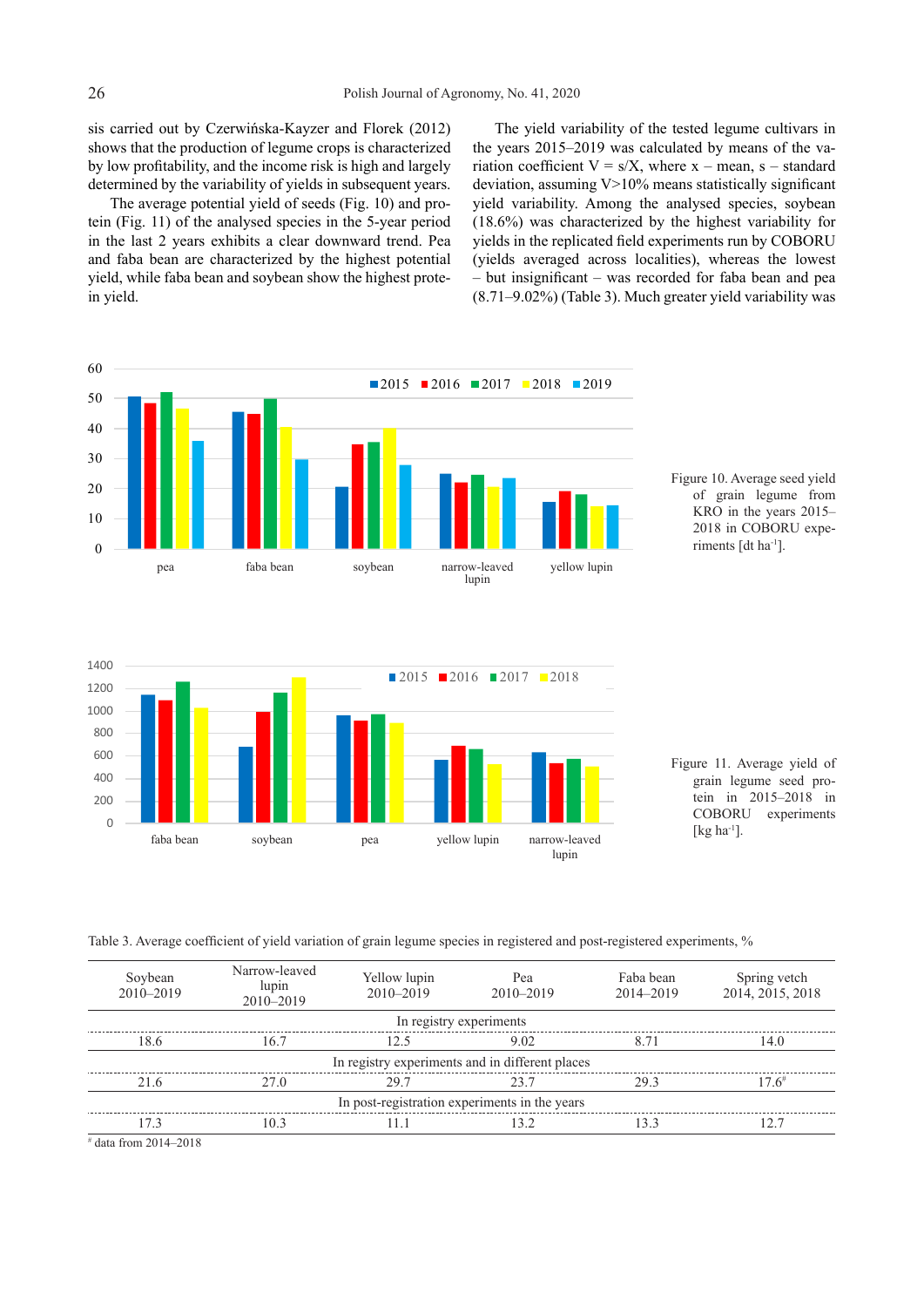sis carried out by Czerwińska-Kayzer and Florek (2012) shows that the production of legume crops is characterized by low profitability, and the income risk is high and largely determined by the variability of yields in subsequent years.

The average potential yield of seeds (Fig. 10) and protein (Fig. 11) of the analysed species in the 5-year period in the last 2 years exhibits a clear downward trend. Pea and faba bean are characterized by the highest potential yield, while faba bean and soybean show the highest protein yield.

The yield variability of the tested legume cultivars in the years 2015–2019 was calculated by means of the variation coefficient V = s/X, where x – mean, s – standard deviation, assuming V>10% means statistically significant yield variability. Among the analysed species, soybean (18.6%) was characterized by the highest variability for yields in the replicated field experiments run by COBORU (yields averaged across localities), whereas the lowest – but insignificant – was recorded for faba bean and pea (8.71–9.02%) (Table 3). Much greater yield variability was

Figure 10. Average seed yield of grain legume from KRO in the years 2015–2018 in COBORU experiments [dt ha$^{-1}$].

Figure 11. Average yield of grain legume seed protein in 2015–2018 in COBORU experiments [kg ha$^{-1}$].

Table 3. Average coefficient of yield variation of grain legume species in registered and post-registered experiments, %

| Soybean 2010–2019 | Narrow-leaved lupin 2010–2019 | Yellow lupin 2010–2019 | Pea 2010–2019 | Faba bean 2014–2019 | Spring vetch 2014, 2015, 2018 |
|---|---|---|---|---|---|
| In registry experiments | | | | | |
| 18.6 | 16.7 | 12.5 | 9.02 | 8.71 | 14.0 |
| In registry experiments and in different places | | | | | |
| 21.6 | 27.0 | 29.7 | 23.7 | 29.3 | 17.6# |
| In post-registration experiments in the years | | | | | |
| 17.3 | 10.3 | 11.1 | 13.2 | 13.3 | 12.7 |

# data from 2014–2018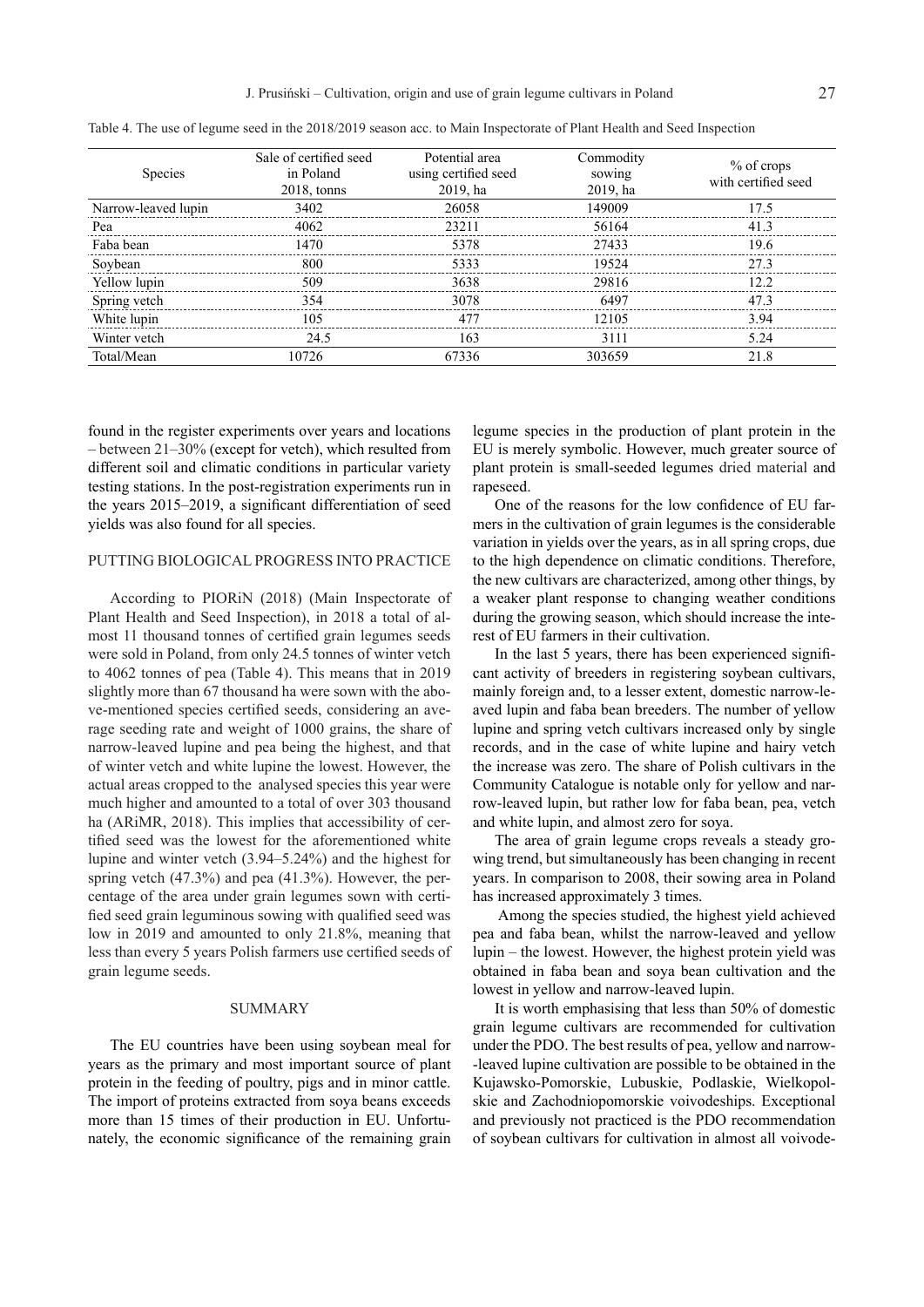Table 4. The use of legume seed in the 2018/2019 season acc. to Main Inspectorate of Plant Health and Seed Inspection

| Species | Sale of certified seed in Poland 2018, tonns | Potential area using certified seed 2019, ha | Commodity sowing 2019, ha | % of crops with certified seed |
|---|---|---|---|---|
| Narrow-leaved lupin | 3402 | 26058 | 149009 | 17.5 |
| Pea | 4062 | 23211 | 56164 | 41.3 |
| Faba bean | 1470 | 5378 | 27433 | 19.6 |
| Soybean | 800 | 5333 | 19524 | 27.3 |
| Yellow lupin | 509 | 3638 | 29816 | 12.2 |
| Spring vetch | 354 | 3078 | 6497 | 47.3 |
| White lupin | 105 | 477 | 12105 | 3.94 |
| Winter vetch | 24.5 | 163 | 3111 | 5.24 |
| Total/Mean | 10726 | 67336 | 303659 | 21.8 |

found in the register experiments over years and locations – between 21–30% (except for vetch), which resulted from different soil and climatic conditions in particular variety testing stations. In the post-registration experiments run in the years 2015–2019, a significant differentiation of seed yields was also found for all species.

## PUTTING BIOLOGICAL PROGRESS INTO PRACTICE

According to PIORiN (2018) (Main Inspectorate of Plant Health and Seed Inspection), in 2018 a total of almost 11 thousand tonnes of certified grain legumes seeds were sold in Poland, from only 24.5 tonnes of winter vetch to 4062 tonnes of pea (Table 4). This means that in 2019 slightly more than 67 thousand ha were sown with the above-mentioned species certified seeds, considering an average seeding rate and weight of 1000 grains, the share of narrow-leaved lupine and pea being the highest, and that of winter vetch and white lupine the lowest. However, the actual areas cropped to the analysed species this year were much higher and amounted to a total of over 303 thousand ha (ARiMR, 2018). This implies that accessibility of certified seed was the lowest for the aforementioned white lupine and winter vetch (3.94–5.24%) and the highest for spring vetch (47.3%) and pea (41.3%). However, the percentage of the area under grain legumes sown with certified seed grain leguminous sowing with qualified seed was low in 2019 and amounted to only 21.8%, meaning that less than every 5 years Polish farmers use certified seeds of grain legume seeds.

## SUMMARY

The EU countries have been using soybean meal for years as the primary and most important source of plant protein in the feeding of poultry, pigs and in minor cattle. The import of proteins extracted from soya beans exceeds more than 15 times of their production in EU. Unfortunately, the economic significance of the remaining grain legume species in the production of plant protein in the EU is merely symbolic. However, much greater source of plant protein is small-seeded legumes dried material and rapeseed.

One of the reasons for the low confidence of EU farmers in the cultivation of grain legumes is the considerable variation in yields over the years, as in all spring crops, due to the high dependence on climatic conditions. Therefore, the new cultivars are characterized, among other things, by a weaker plant response to changing weather conditions during the growing season, which should increase the interest of EU farmers in their cultivation.

In the last 5 years, there has been experienced significant activity of breeders in registering soybean cultivars, mainly foreign and, to a lesser extent, domestic narrow-leaved lupin and faba bean breeders. The number of yellow lupine and spring vetch cultivars increased only by single records, and in the case of white lupine and hairy vetch the increase was zero. The share of Polish cultivars in the Community Catalogue is notable only for yellow and narrow-leaved lupin, but rather low for faba bean, pea, vetch and white lupin, and almost zero for soya.

The area of grain legume crops reveals a steady growing trend, but simultaneously has been changing in recent years. In comparison to 2008, their sowing area in Poland has increased approximately 3 times.

Among the species studied, the highest yield achieved pea and faba bean, whilst the narrow-leaved and yellow lupin – the lowest. However, the highest protein yield was obtained in faba bean and soya bean cultivation and the lowest in yellow and narrow-leaved lupin.

It is worth emphasising that less than 50% of domestic grain legume cultivars are recommended for cultivation under the PDO. The best results of pea, yellow and narrow-leaved lupine cultivation are possible to be obtained in the Kujawsko-Pomorskie, Lubuskie, Podlaskie, Wielkopolskie and Zachodniopomorskie voivodeships. Exceptional and previously not practiced is the PDO recommendation of soybean cultivars for cultivation in almost all voivode-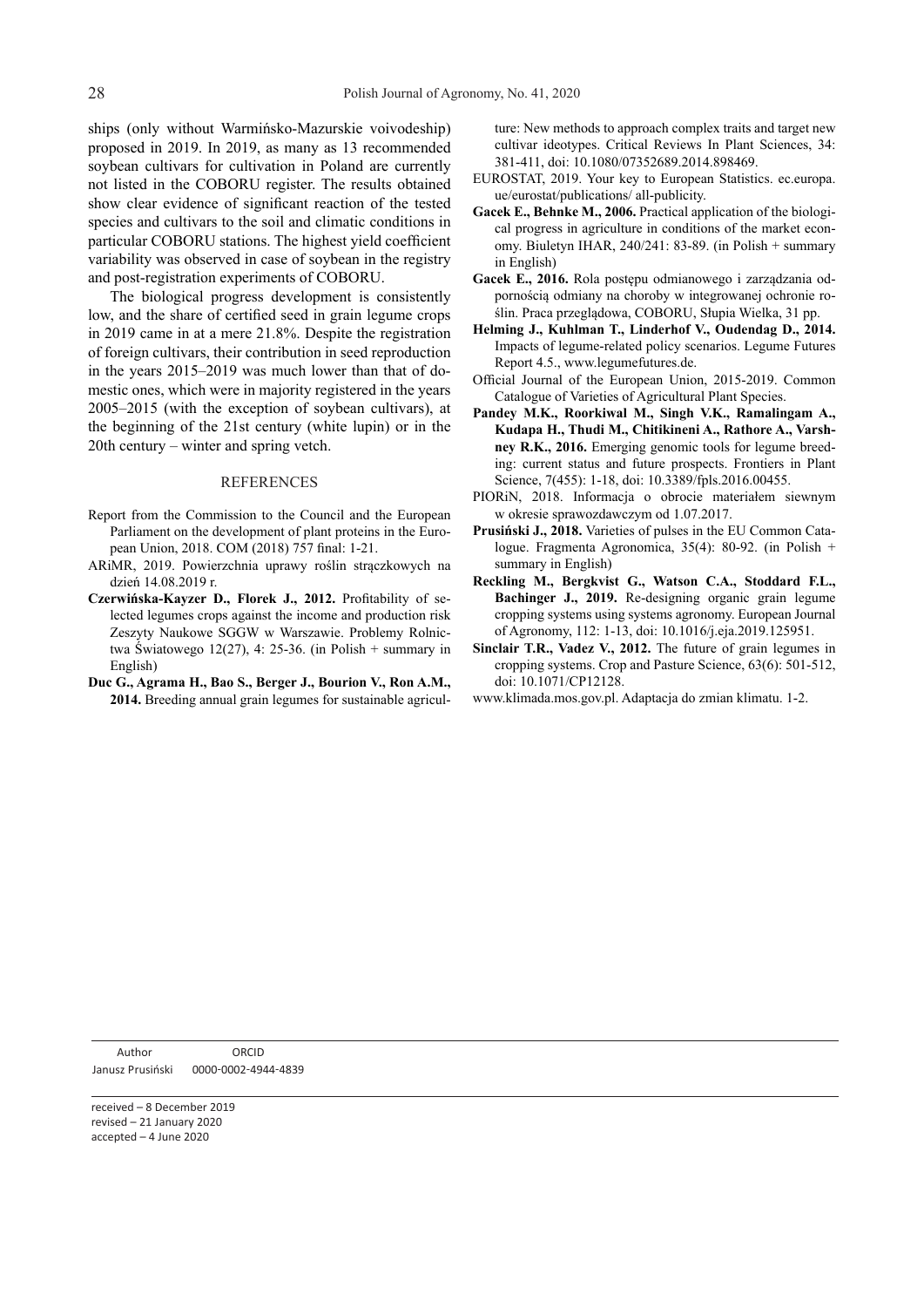ships (only without Warmińsko-Mazurskie voivodeship) proposed in 2019. In 2019, as many as 13 recommended soybean cultivars for cultivation in Poland are currently not listed in the COBORU register. The results obtained show clear evidence of significant reaction of the tested species and cultivars to the soil and climatic conditions in particular COBORU stations. The highest yield coefficient variability was observed in case of soybean in the registry and post-registration experiments of COBORU.

The biological progress development is consistently low, and the share of certified seed in grain legume crops in 2019 came in at a mere 21.8%. Despite the registration of foreign cultivars, their contribution in seed reproduction in the years 2015–2019 was much lower than that of domestic ones, which were in majority registered in the years 2005–2015 (with the exception of soybean cultivars), at the beginning of the 21st century (white lupin) or in the 20th century – winter and spring vetch.

## REFERENCES

Report from the Commission to the Council and the European Parliament on the development of plant proteins in the European Union, 2018. COM (2018) 757 final: 1-21.

ARiMR, 2019. Powierzchnia uprawy roślin strączkowych na dzień 14.08.2019 r.

**Czerwińska-Kayzer D., Florek J., 2012.** Profitability of selected legumes crops against the income and production risk Zeszyty Naukowe SGGW w Warszawie. Problemy Rolnictwa Światowego 12(27), 4: 25-36. (in Polish + summary in English)

**Duc G., Agrama H., Bao S., Berger J., Bourion V., Ron A.M., 2014.** Breeding annual grain legumes for sustainable agriculture: New methods to approach complex traits and target new cultivar ideotypes. Critical Reviews In Plant Sciences, 34: 381-411, doi: 10.1080/07352689.2014.898469.

EUROSTAT, 2019. Your key to European Statistics. ec.europa.ue/eurostat/publications/ all-publicity.

**Gacek E., Behnke M., 2006.** Practical application of the biological progress in agriculture in conditions of the market economy. Biuletyn IHAR, 240/241: 83-89. (in Polish + summary in English)

**Gacek E., 2016.** Rola postępu odmianowego i zarządzania odpornością odmiany na choroby w integrowanej ochronie roślin. Praca przeglądowa, COBORU, Słupia Wielka, 31 pp.

**Helming J., Kuhlman T., Linderhof V., Oudendag D., 2014.** Impacts of legume-related policy scenarios. Legume Futures Report 4.5., www.legumefutures.de.

Official Journal of the European Union, 2015-2019. Common Catalogue of Varieties of Agricultural Plant Species.

**Pandey M.K., Roorkiwal M., Singh V.K., Ramalingam A., Kudapa H., Thudi M., Chitikineni A., Rathore A., Varshney R.K., 2016.** Emerging genomic tools for legume breeding: current status and future prospects. Frontiers in Plant Science, 7(455): 1-18, doi: 10.3389/fpls.2016.00455.

PIORiN, 2018. Informacja o obrocie materiałem siewnym w okresie sprawozdawczym od 1.07.2017.

**Prusiński J., 2018.** Varieties of pulses in the EU Common Catalogue. Fragmenta Agronomica, 35(4): 80-92. (in Polish + summary in English)

**Reckling M., Bergkvist G., Watson C.A., Stoddard F.L., Bachinger J., 2019.** Re-designing organic grain legume cropping systems using systems agronomy. European Journal of Agronomy, 112: 1-13, doi: 10.1016/j.eja.2019.125951.

**Sinclair T.R., Vadez V., 2012.** The future of grain legumes in cropping systems. Crop and Pasture Science, 63(6): 501-512, doi: 10.1071/CP12128.

www.klimada.mos.gov.pl. Adaptacja do zmian klimatu. 1-2.

| Author | ORCID |
|---|---|
| Janusz Prusiński | 0000-0002-4944-4839 |

received – 8 December 2019
revised – 21 January 2020
accepted – 4 June 2020